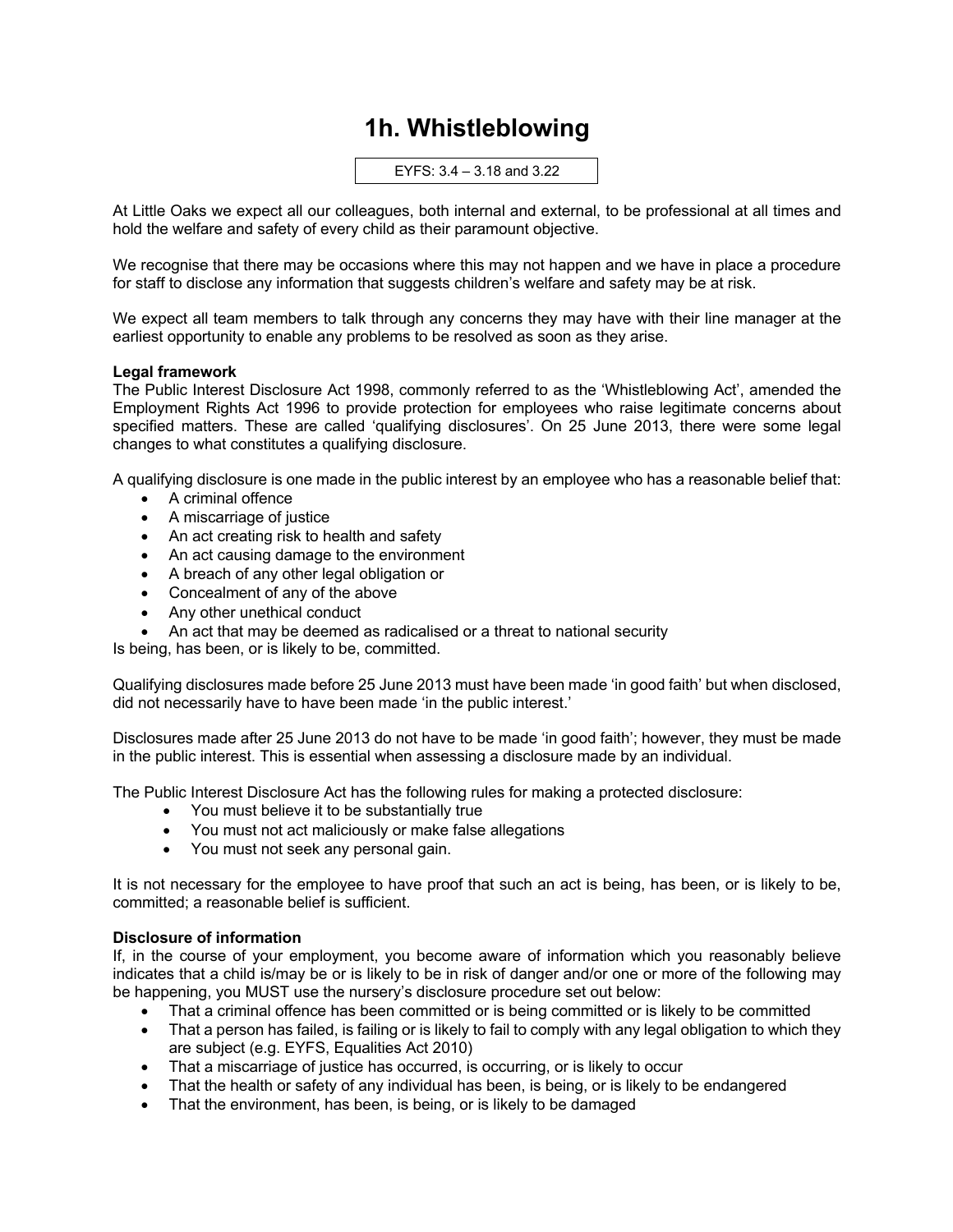# 1h. Whistleblowing

EYFS: 3.4 – 3.18 and 3.22

At Little Oaks we expect all our colleagues, both internal and external, to be professional at all times and hold the welfare and safety of every child as their paramount objective.

We recognise that there may be occasions where this may not happen and we have in place a procedure for staff to disclose any information that suggests children's welfare and safety may be at risk.

We expect all team members to talk through any concerns they may have with their line manager at the earliest opportunity to enable any problems to be resolved as soon as they arise.

**Legal framework**

The Public Interest Disclosure Act 1998, commonly referred to as the 'Whistleblowing Act', amended the Employment Rights Act 1996 to provide protection for employees who raise legitimate concerns about specified matters. These are called 'qualifying disclosures'. On 25 June 2013, there were some legal changes to what constitutes a qualifying disclosure.

A qualifying disclosure is one made in the public interest by an employee who has a reasonable belief that:

- A criminal offence
- A miscarriage of justice
- An act creating risk to health and safety
- An act causing damage to the environment
- A breach of any other legal obligation or
- Concealment of any of the above
- Any other unethical conduct
- An act that may be deemed as radicalised or a threat to national security

Is being, has been, or is likely to be, committed.

Qualifying disclosures made before 25 June 2013 must have been made 'in good faith' but when disclosed, did not necessarily have to have been made 'in the public interest.'

Disclosures made after 25 June 2013 do not have to be made 'in good faith'; however, they must be made in the public interest. This is essential when assessing a disclosure made by an individual.

The Public Interest Disclosure Act has the following rules for making a protected disclosure:

- You must believe it to be substantially true
- You must not act maliciously or make false allegations
- You must not seek any personal gain.

It is not necessary for the employee to have proof that such an act is being, has been, or is likely to be, committed; a reasonable belief is sufficient.

**Disclosure of information**

If, in the course of your employment, you become aware of information which you reasonably believe indicates that a child is/may be or is likely to be in risk of danger and/or one or more of the following may be happening, you MUST use the nursery's disclosure procedure set out below:

- That a criminal offence has been committed or is being committed or is likely to be committed
- That a person has failed, is failing or is likely to fail to comply with any legal obligation to which they are subject (e.g. EYFS, Equalities Act 2010)
- That a miscarriage of justice has occurred, is occurring, or is likely to occur
- That the health or safety of any individual has been, is being, or is likely to be endangered
- That the environment, has been, is being, or is likely to be damaged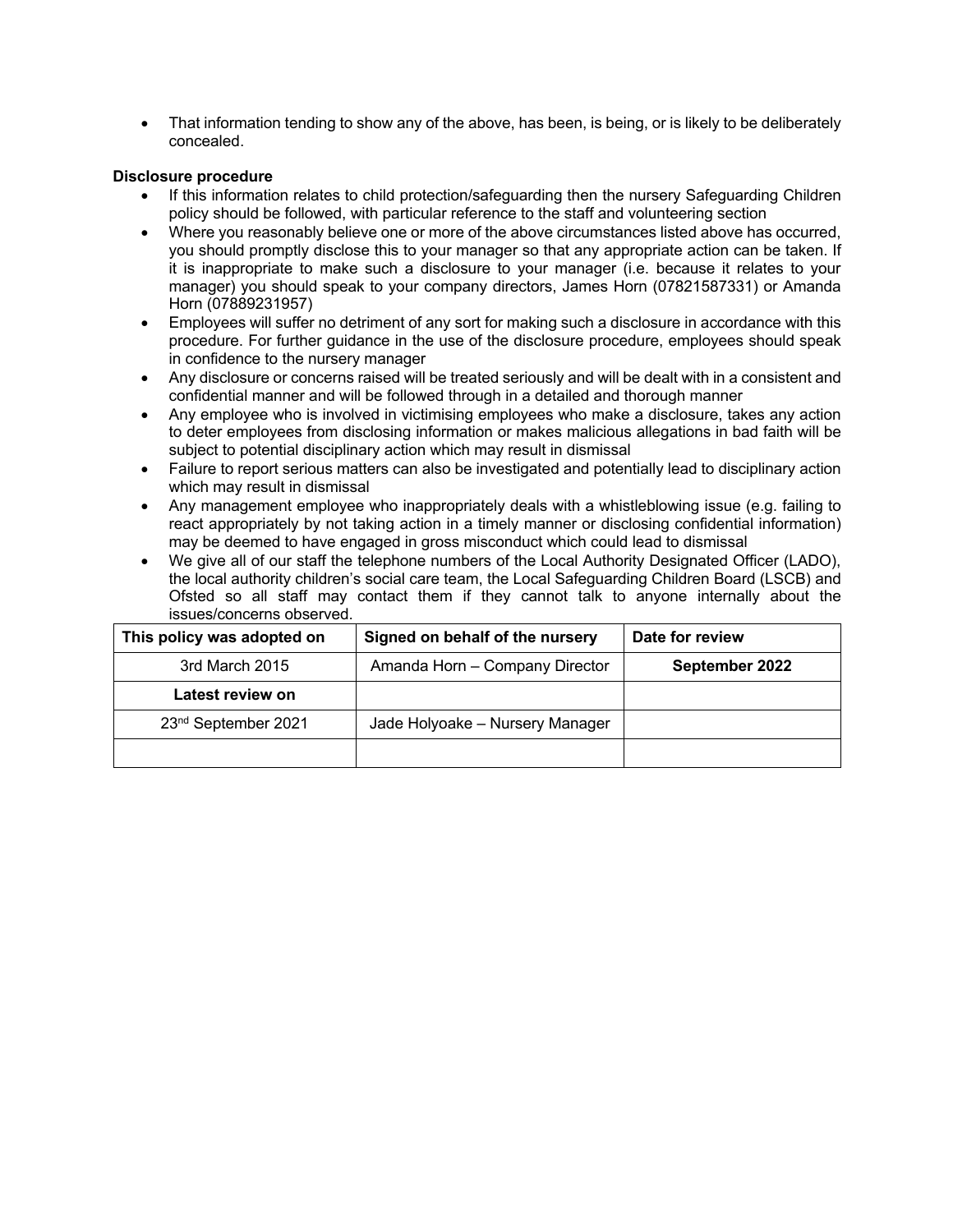- That information tending to show any of the above, has been, is being, or is likely to be deliberately concealed.

**Disclosure procedure**

- If this information relates to child protection/safeguarding then the nursery Safeguarding Children policy should be followed, with particular reference to the staff and volunteering section
- Where you reasonably believe one or more of the above circumstances listed above has occurred, you should promptly disclose this to your manager so that any appropriate action can be taken. If it is inappropriate to make such a disclosure to your manager (i.e. because it relates to your manager) you should speak to your company directors, James Horn (07821587331) or Amanda Horn (07889231957)
- Employees will suffer no detriment of any sort for making such a disclosure in accordance with this procedure. For further guidance in the use of the disclosure procedure, employees should speak in confidence to the nursery manager
- Any disclosure or concerns raised will be treated seriously and will be dealt with in a consistent and confidential manner and will be followed through in a detailed and thorough manner
- Any employee who is involved in victimising employees who make a disclosure, takes any action to deter employees from disclosing information or makes malicious allegations in bad faith will be subject to potential disciplinary action which may result in dismissal
- Failure to report serious matters can also be investigated and potentially lead to disciplinary action which may result in dismissal
- Any management employee who inappropriately deals with a whistleblowing issue (e.g. failing to react appropriately by not taking action in a timely manner or disclosing confidential information) may be deemed to have engaged in gross misconduct which could lead to dismissal
- We give all of our staff the telephone numbers of the Local Authority Designated Officer (LADO), the local authority children's social care team, the Local Safeguarding Children Board (LSCB) and Ofsted so all staff may contact them if they cannot talk to anyone internally about the issues/concerns observed.

| This policy was adopted on | Signed on behalf of the nursery | Date for review |
|---|---|---|
| 3rd March 2015 | Amanda Horn – Company Director | **September 2022** |
| **Latest review on** | | |
| 23nd September 2021 | Jade Holyoake – Nursery Manager | |
| | | |